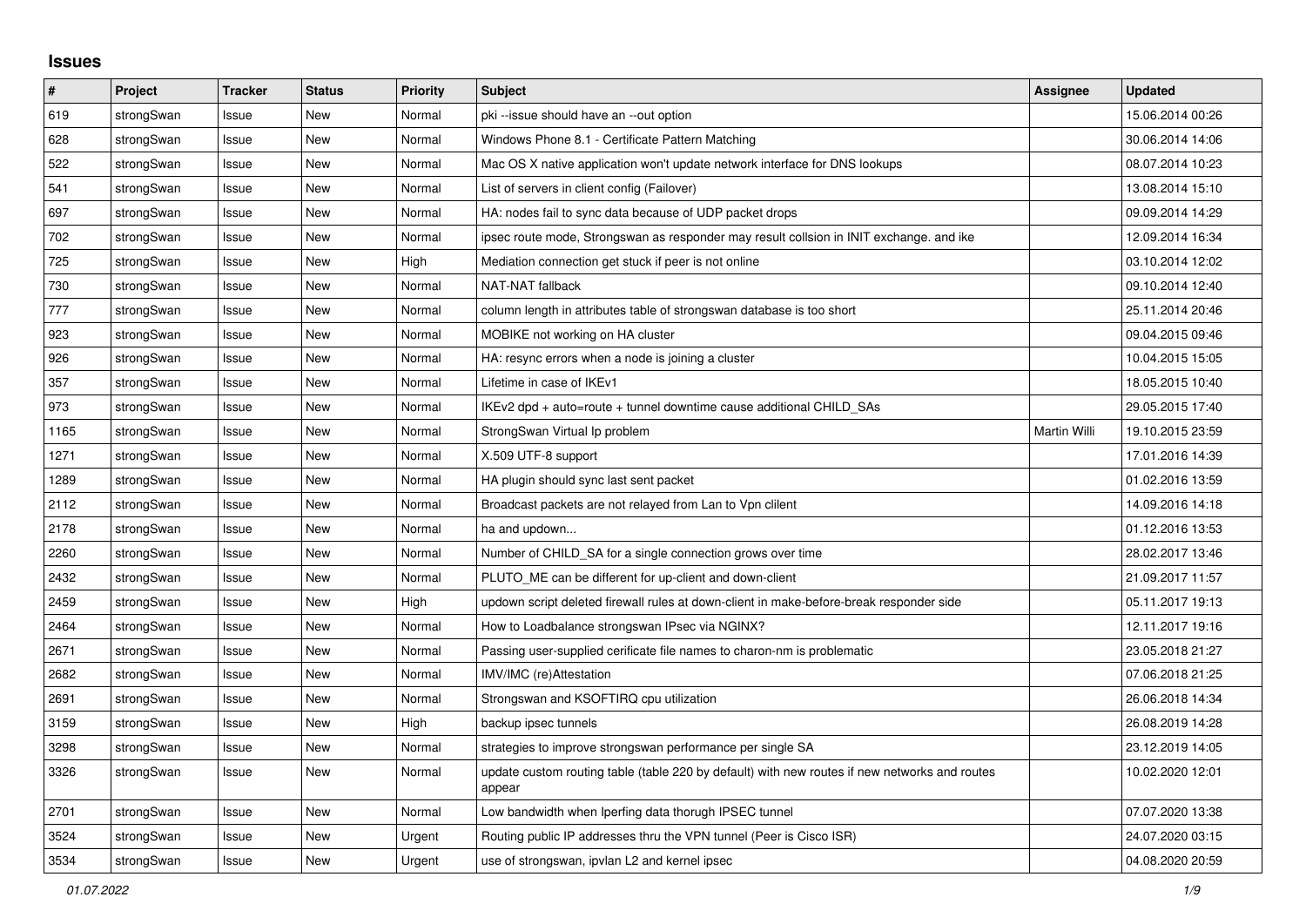## Issues

| # | Project | Tracker | Status | Priority | Subject | Assignee | Updated |
|---|---|---|---|---|---|---|---|
| 619 | strongSwan | Issue | New | Normal | pki --issue should have an --out option | | 15.06.2014 00:26 |
| 628 | strongSwan | Issue | New | Normal | Windows Phone 8.1 - Certificate Pattern Matching | | 30.06.2014 14:06 |
| 522 | strongSwan | Issue | New | Normal | Mac OS X native application won't update network interface for DNS lookups | | 08.07.2014 10:23 |
| 541 | strongSwan | Issue | New | Normal | List of servers in client config (Failover) | | 13.08.2014 15:10 |
| 697 | strongSwan | Issue | New | Normal | HA: nodes fail to sync data because of UDP packet drops | | 09.09.2014 14:29 |
| 702 | strongSwan | Issue | New | Normal | ipsec route mode, Strongswan as responder may result collsion in INIT exchange. and ike | | 12.09.2014 16:34 |
| 725 | strongSwan | Issue | New | High | Mediation connection get stuck if peer is not online | | 03.10.2014 12:02 |
| 730 | strongSwan | Issue | New | Normal | NAT-NAT fallback | | 09.10.2014 12:40 |
| 777 | strongSwan | Issue | New | Normal | column length in attributes table of strongswan database is too short | | 25.11.2014 20:46 |
| 923 | strongSwan | Issue | New | Normal | MOBIKE not working on HA cluster | | 09.04.2015 09:46 |
| 926 | strongSwan | Issue | New | Normal | HA: resync errors when a node is joining a cluster | | 10.04.2015 15:05 |
| 357 | strongSwan | Issue | New | Normal | Lifetime in case of IKEv1 | | 18.05.2015 10:40 |
| 973 | strongSwan | Issue | New | Normal | IKEv2 dpd + auto=route + tunnel downtime cause additional CHILD_SAs | | 29.05.2015 17:40 |
| 1165 | strongSwan | Issue | New | Normal | StrongSwan Virtual Ip problem | Martin Willi | 19.10.2015 23:59 |
| 1271 | strongSwan | Issue | New | Normal | X.509 UTF-8 support | | 17.01.2016 14:39 |
| 1289 | strongSwan | Issue | New | Normal | HA plugin should sync last sent packet | | 01.02.2016 13:59 |
| 2112 | strongSwan | Issue | New | Normal | Broadcast packets are not relayed from Lan to Vpn clilent | | 14.09.2016 14:18 |
| 2178 | strongSwan | Issue | New | Normal | ha and updown... | | 01.12.2016 13:53 |
| 2260 | strongSwan | Issue | New | Normal | Number of CHILD_SA for a single connection grows over time | | 28.02.2017 13:46 |
| 2432 | strongSwan | Issue | New | Normal | PLUTO_ME can be different for up-client and down-client | | 21.09.2017 11:57 |
| 2459 | strongSwan | Issue | New | High | updown script deleted firewall rules at down-client in make-before-break responder side | | 05.11.2017 19:13 |
| 2464 | strongSwan | Issue | New | Normal | How to Loadbalance strongswan IPsec via NGINX? | | 12.11.2017 19:16 |
| 2671 | strongSwan | Issue | New | Normal | Passing user-supplied cerificate file names to charon-nm is problematic | | 23.05.2018 21:27 |
| 2682 | strongSwan | Issue | New | Normal | IMV/IMC (re)Attestation | | 07.06.2018 21:25 |
| 2691 | strongSwan | Issue | New | Normal | Strongswan and KSOFTIRQ cpu utilization | | 26.06.2018 14:34 |
| 3159 | strongSwan | Issue | New | High | backup ipsec tunnels | | 26.08.2019 14:28 |
| 3298 | strongSwan | Issue | New | Normal | strategies to improve strongswan performance per single SA | | 23.12.2019 14:05 |
| 3326 | strongSwan | Issue | New | Normal | update custom routing table (table 220 by default) with new routes if new networks and routes appear | | 10.02.2020 12:01 |
| 2701 | strongSwan | Issue | New | Normal | Low bandwidth when Iperfing data thorugh IPSEC tunnel | | 07.07.2020 13:38 |
| 3524 | strongSwan | Issue | New | Urgent | Routing public IP addresses thru the VPN tunnel (Peer is Cisco ISR) | | 24.07.2020 03:15 |
| 3534 | strongSwan | Issue | New | Urgent | use of strongswan, ipvlan L2 and kernel ipsec | | 04.08.2020 20:59 |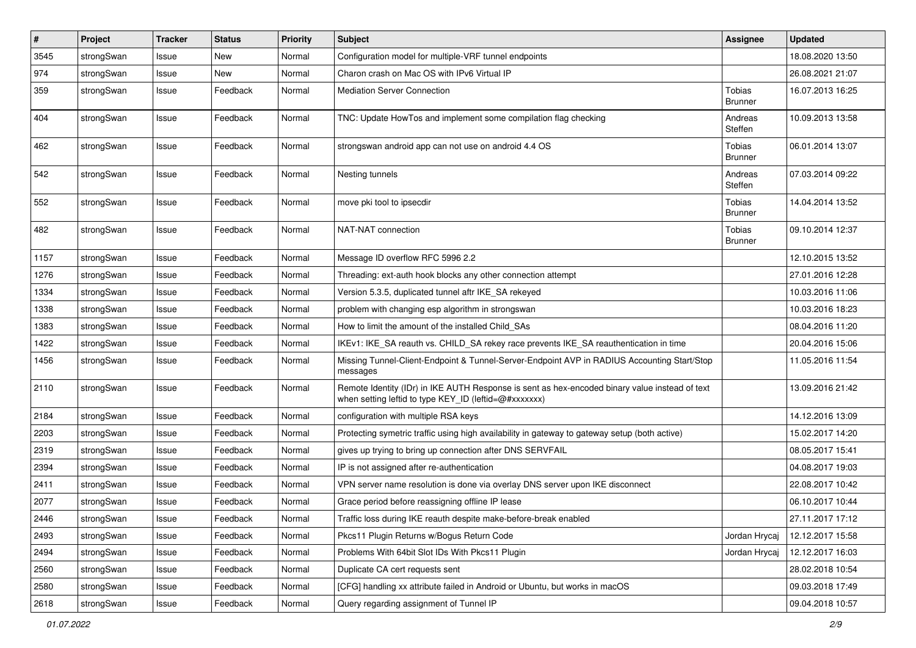| # | Project | Tracker | Status | Priority | Subject | Assignee | Updated |
|---|---|---|---|---|---|---|---|
| 3545 | strongSwan | Issue | New | Normal | Configuration model for multiple-VRF tunnel endpoints | | 18.08.2020 13:50 |
| 974 | strongSwan | Issue | New | Normal | Charon crash on Mac OS with IPv6 Virtual IP | | 26.08.2021 21:07 |
| 359 | strongSwan | Issue | Feedback | Normal | Mediation Server Connection | Tobias Brunner | 16.07.2013 16:25 |
| 404 | strongSwan | Issue | Feedback | Normal | TNC: Update HowTos and implement some compilation flag checking | Andreas Steffen | 10.09.2013 13:58 |
| 462 | strongSwan | Issue | Feedback | Normal | strongswan android app can not use on android 4.4 OS | Tobias Brunner | 06.01.2014 13:07 |
| 542 | strongSwan | Issue | Feedback | Normal | Nesting tunnels | Andreas Steffen | 07.03.2014 09:22 |
| 552 | strongSwan | Issue | Feedback | Normal | move pki tool to ipsecdir | Tobias Brunner | 14.04.2014 13:52 |
| 482 | strongSwan | Issue | Feedback | Normal | NAT-NAT connection | Tobias Brunner | 09.10.2014 12:37 |
| 1157 | strongSwan | Issue | Feedback | Normal | Message ID overflow RFC 5996 2.2 | | 12.10.2015 13:52 |
| 1276 | strongSwan | Issue | Feedback | Normal | Threading: ext-auth hook blocks any other connection attempt | | 27.01.2016 12:28 |
| 1334 | strongSwan | Issue | Feedback | Normal | Version 5.3.5, duplicated tunnel aftr IKE_SA rekeyed | | 10.03.2016 11:06 |
| 1338 | strongSwan | Issue | Feedback | Normal | problem with changing esp algorithm in strongswan | | 10.03.2016 18:23 |
| 1383 | strongSwan | Issue | Feedback | Normal | How to limit the amount of the installed Child_SAs | | 08.04.2016 11:20 |
| 1422 | strongSwan | Issue | Feedback | Normal | IKEv1: IKE_SA reauth vs. CHILD_SA rekey race prevents IKE_SA reauthentication in time | | 20.04.2016 15:06 |
| 1456 | strongSwan | Issue | Feedback | Normal | Missing Tunnel-Client-Endpoint & Tunnel-Server-Endpoint AVP in RADIUS Accounting Start/Stop messages | | 11.05.2016 11:54 |
| 2110 | strongSwan | Issue | Feedback | Normal | Remote Identity (IDr) in IKE AUTH Response is sent as hex-encoded binary value instead of text when setting leftid to type KEY_ID (leftid=@#xxxxxxx) | | 13.09.2016 21:42 |
| 2184 | strongSwan | Issue | Feedback | Normal | configuration with multiple RSA keys | | 14.12.2016 13:09 |
| 2203 | strongSwan | Issue | Feedback | Normal | Protecting symetric traffic using high availability in gateway to gateway setup (both active) | | 15.02.2017 14:20 |
| 2319 | strongSwan | Issue | Feedback | Normal | gives up trying to bring up connection after DNS SERVFAIL | | 08.05.2017 15:41 |
| 2394 | strongSwan | Issue | Feedback | Normal | IP is not assigned after re-authentication | | 04.08.2017 19:03 |
| 2411 | strongSwan | Issue | Feedback | Normal | VPN server name resolution is done via overlay DNS server upon IKE disconnect | | 22.08.2017 10:42 |
| 2077 | strongSwan | Issue | Feedback | Normal | Grace period before reassigning offline IP lease | | 06.10.2017 10:44 |
| 2446 | strongSwan | Issue | Feedback | Normal | Traffic loss during IKE reauth despite make-before-break enabled | | 27.11.2017 17:12 |
| 2493 | strongSwan | Issue | Feedback | Normal | Pkcs11 Plugin Returns w/Bogus Return Code | Jordan Hrycaj | 12.12.2017 15:58 |
| 2494 | strongSwan | Issue | Feedback | Normal | Problems With 64bit Slot IDs With Pkcs11 Plugin | Jordan Hrycaj | 12.12.2017 16:03 |
| 2560 | strongSwan | Issue | Feedback | Normal | Duplicate CA cert requests sent | | 28.02.2018 10:54 |
| 2580 | strongSwan | Issue | Feedback | Normal | [CFG] handling xx attribute failed in Android or Ubuntu, but works in macOS | | 09.03.2018 17:49 |
| 2618 | strongSwan | Issue | Feedback | Normal | Query regarding assignment of Tunnel IP | | 09.04.2018 10:57 |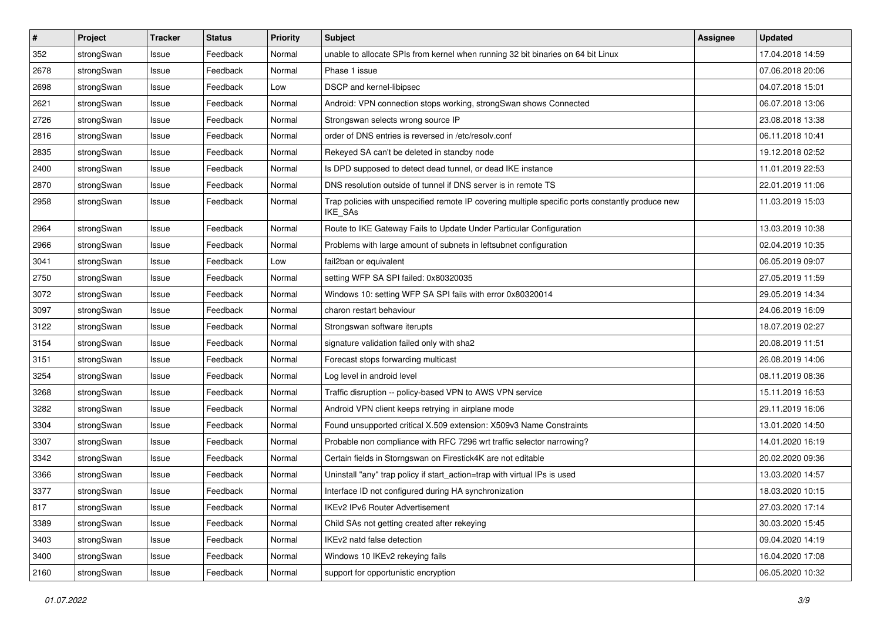| # | Project | Tracker | Status | Priority | Subject | Assignee | Updated |
|---|---|---|---|---|---|---|---|
| 352 | strongSwan | Issue | Feedback | Normal | unable to allocate SPIs from kernel when running 32 bit binaries on 64 bit Linux | | 17.04.2018 14:59 |
| 2678 | strongSwan | Issue | Feedback | Normal | Phase 1 issue | | 07.06.2018 20:06 |
| 2698 | strongSwan | Issue | Feedback | Low | DSCP and kernel-libipsec | | 04.07.2018 15:01 |
| 2621 | strongSwan | Issue | Feedback | Normal | Android: VPN connection stops working, strongSwan shows Connected | | 06.07.2018 13:06 |
| 2726 | strongSwan | Issue | Feedback | Normal | Strongswan selects wrong source IP | | 23.08.2018 13:38 |
| 2816 | strongSwan | Issue | Feedback | Normal | order of DNS entries is reversed in /etc/resolv.conf | | 06.11.2018 10:41 |
| 2835 | strongSwan | Issue | Feedback | Normal | Rekeyed SA can't be deleted in standby node | | 19.12.2018 02:52 |
| 2400 | strongSwan | Issue | Feedback | Normal | Is DPD supposed to detect dead tunnel, or dead IKE instance | | 11.01.2019 22:53 |
| 2870 | strongSwan | Issue | Feedback | Normal | DNS resolution outside of tunnel if DNS server is in remote TS | | 22.01.2019 11:06 |
| 2958 | strongSwan | Issue | Feedback | Normal | Trap policies with unspecified remote IP covering multiple specific ports constantly produce new IKE_SAs | | 11.03.2019 15:03 |
| 2964 | strongSwan | Issue | Feedback | Normal | Route to IKE Gateway Fails to Update Under Particular Configuration | | 13.03.2019 10:38 |
| 2966 | strongSwan | Issue | Feedback | Normal | Problems with large amount of subnets in leftsubnet configuration | | 02.04.2019 10:35 |
| 3041 | strongSwan | Issue | Feedback | Low | fail2ban or equivalent | | 06.05.2019 09:07 |
| 2750 | strongSwan | Issue | Feedback | Normal | setting WFP SA SPI failed: 0x80320035 | | 27.05.2019 11:59 |
| 3072 | strongSwan | Issue | Feedback | Normal | Windows 10: setting WFP SA SPI fails with error 0x80320014 | | 29.05.2019 14:34 |
| 3097 | strongSwan | Issue | Feedback | Normal | charon restart behaviour | | 24.06.2019 16:09 |
| 3122 | strongSwan | Issue | Feedback | Normal | Strongswan software iterupts | | 18.07.2019 02:27 |
| 3154 | strongSwan | Issue | Feedback | Normal | signature validation failed only with sha2 | | 20.08.2019 11:51 |
| 3151 | strongSwan | Issue | Feedback | Normal | Forecast stops forwarding multicast | | 26.08.2019 14:06 |
| 3254 | strongSwan | Issue | Feedback | Normal | Log level in android level | | 08.11.2019 08:36 |
| 3268 | strongSwan | Issue | Feedback | Normal | Traffic disruption -- policy-based VPN to AWS VPN service | | 15.11.2019 16:53 |
| 3282 | strongSwan | Issue | Feedback | Normal | Android VPN client keeps retrying in airplane mode | | 29.11.2019 16:06 |
| 3304 | strongSwan | Issue | Feedback | Normal | Found unsupported critical X.509 extension: X509v3 Name Constraints | | 13.01.2020 14:50 |
| 3307 | strongSwan | Issue | Feedback | Normal | Probable non compliance with RFC 7296 wrt traffic selector narrowing? | | 14.01.2020 16:19 |
| 3342 | strongSwan | Issue | Feedback | Normal | Certain fields in Storngswan on Firestick4K are not editable | | 20.02.2020 09:36 |
| 3366 | strongSwan | Issue | Feedback | Normal | Uninstall "any" trap policy if start_action=trap with virtual IPs is used | | 13.03.2020 14:57 |
| 3377 | strongSwan | Issue | Feedback | Normal | Interface ID not configured during HA synchronization | | 18.03.2020 10:15 |
| 817 | strongSwan | Issue | Feedback | Normal | IKEv2 IPv6 Router Advertisement | | 27.03.2020 17:14 |
| 3389 | strongSwan | Issue | Feedback | Normal | Child SAs not getting created after rekeying | | 30.03.2020 15:45 |
| 3403 | strongSwan | Issue | Feedback | Normal | IKEv2 natd false detection | | 09.04.2020 14:19 |
| 3400 | strongSwan | Issue | Feedback | Normal | Windows 10 IKEv2 rekeying fails | | 16.04.2020 17:08 |
| 2160 | strongSwan | Issue | Feedback | Normal | support for opportunistic encryption | | 06.05.2020 10:32 |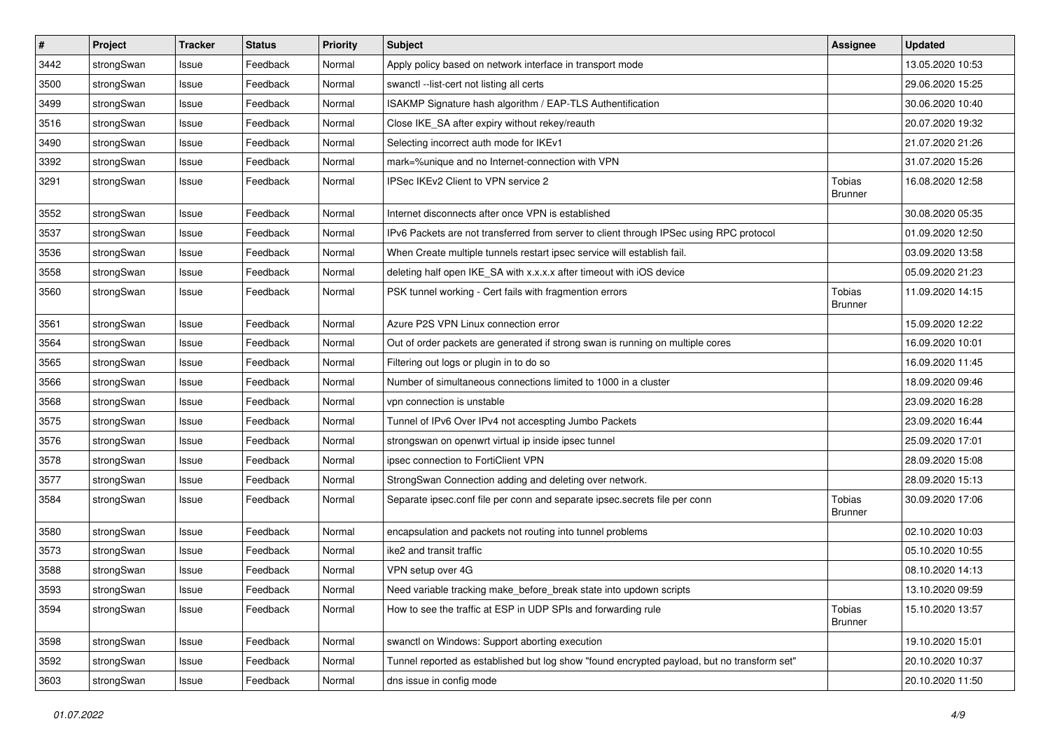| # | Project | Tracker | Status | Priority | Subject | Assignee | Updated |
|---|---|---|---|---|---|---|---|
| 3442 | strongSwan | Issue | Feedback | Normal | Apply policy based on network interface in transport mode | | 13.05.2020 10:53 |
| 3500 | strongSwan | Issue | Feedback | Normal | swanctl --list-cert not listing all certs | | 29.06.2020 15:25 |
| 3499 | strongSwan | Issue | Feedback | Normal | ISAKMP Signature hash algorithm / EAP-TLS Authentification | | 30.06.2020 10:40 |
| 3516 | strongSwan | Issue | Feedback | Normal | Close IKE_SA after expiry without rekey/reauth | | 20.07.2020 19:32 |
| 3490 | strongSwan | Issue | Feedback | Normal | Selecting incorrect auth mode for IKEv1 | | 21.07.2020 21:26 |
| 3392 | strongSwan | Issue | Feedback | Normal | mark=%unique and no Internet-connection with VPN | | 31.07.2020 15:26 |
| 3291 | strongSwan | Issue | Feedback | Normal | IPSec IKEv2 Client to VPN service 2 | Tobias Brunner | 16.08.2020 12:58 |
| 3552 | strongSwan | Issue | Feedback | Normal | Internet disconnects after once VPN is established | | 30.08.2020 05:35 |
| 3537 | strongSwan | Issue | Feedback | Normal | IPv6 Packets are not transferred from server to client through IPSec using RPC protocol | | 01.09.2020 12:50 |
| 3536 | strongSwan | Issue | Feedback | Normal | When Create multiple tunnels restart ipsec service will establish fail. | | 03.09.2020 13:58 |
| 3558 | strongSwan | Issue | Feedback | Normal | deleting half open IKE_SA with x.x.x.x after timeout with iOS device | | 05.09.2020 21:23 |
| 3560 | strongSwan | Issue | Feedback | Normal | PSK tunnel working - Cert fails with fragmention errors | Tobias Brunner | 11.09.2020 14:15 |
| 3561 | strongSwan | Issue | Feedback | Normal | Azure P2S VPN Linux connection error | | 15.09.2020 12:22 |
| 3564 | strongSwan | Issue | Feedback | Normal | Out of order packets are generated if strong swan is running on multiple cores | | 16.09.2020 10:01 |
| 3565 | strongSwan | Issue | Feedback | Normal | Filtering out logs or plugin in to do so | | 16.09.2020 11:45 |
| 3566 | strongSwan | Issue | Feedback | Normal | Number of simultaneous connections limited to 1000 in a cluster | | 18.09.2020 09:46 |
| 3568 | strongSwan | Issue | Feedback | Normal | vpn connection is unstable | | 23.09.2020 16:28 |
| 3575 | strongSwan | Issue | Feedback | Normal | Tunnel of IPv6 Over IPv4 not accespting Jumbo Packets | | 23.09.2020 16:44 |
| 3576 | strongSwan | Issue | Feedback | Normal | strongswan on openwrt virtual ip inside ipsec tunnel | | 25.09.2020 17:01 |
| 3578 | strongSwan | Issue | Feedback | Normal | ipsec connection to FortiClient VPN | | 28.09.2020 15:08 |
| 3577 | strongSwan | Issue | Feedback | Normal | StrongSwan Connection adding and deleting over network. | | 28.09.2020 15:13 |
| 3584 | strongSwan | Issue | Feedback | Normal | Separate ipsec.conf file per conn and separate ipsec.secrets file per conn | Tobias Brunner | 30.09.2020 17:06 |
| 3580 | strongSwan | Issue | Feedback | Normal | encapsulation and packets not routing into tunnel problems | | 02.10.2020 10:03 |
| 3573 | strongSwan | Issue | Feedback | Normal | ike2 and transit traffic | | 05.10.2020 10:55 |
| 3588 | strongSwan | Issue | Feedback | Normal | VPN setup over 4G | | 08.10.2020 14:13 |
| 3593 | strongSwan | Issue | Feedback | Normal | Need variable tracking make_before_break state into updown scripts | | 13.10.2020 09:59 |
| 3594 | strongSwan | Issue | Feedback | Normal | How to see the traffic at ESP in UDP SPIs and forwarding rule | Tobias Brunner | 15.10.2020 13:57 |
| 3598 | strongSwan | Issue | Feedback | Normal | swanctl on Windows: Support aborting execution | | 19.10.2020 15:01 |
| 3592 | strongSwan | Issue | Feedback | Normal | Tunnel reported as established but log show "found encrypted payload, but no transform set" | | 20.10.2020 10:37 |
| 3603 | strongSwan | Issue | Feedback | Normal | dns issue in config mode | | 20.10.2020 11:50 |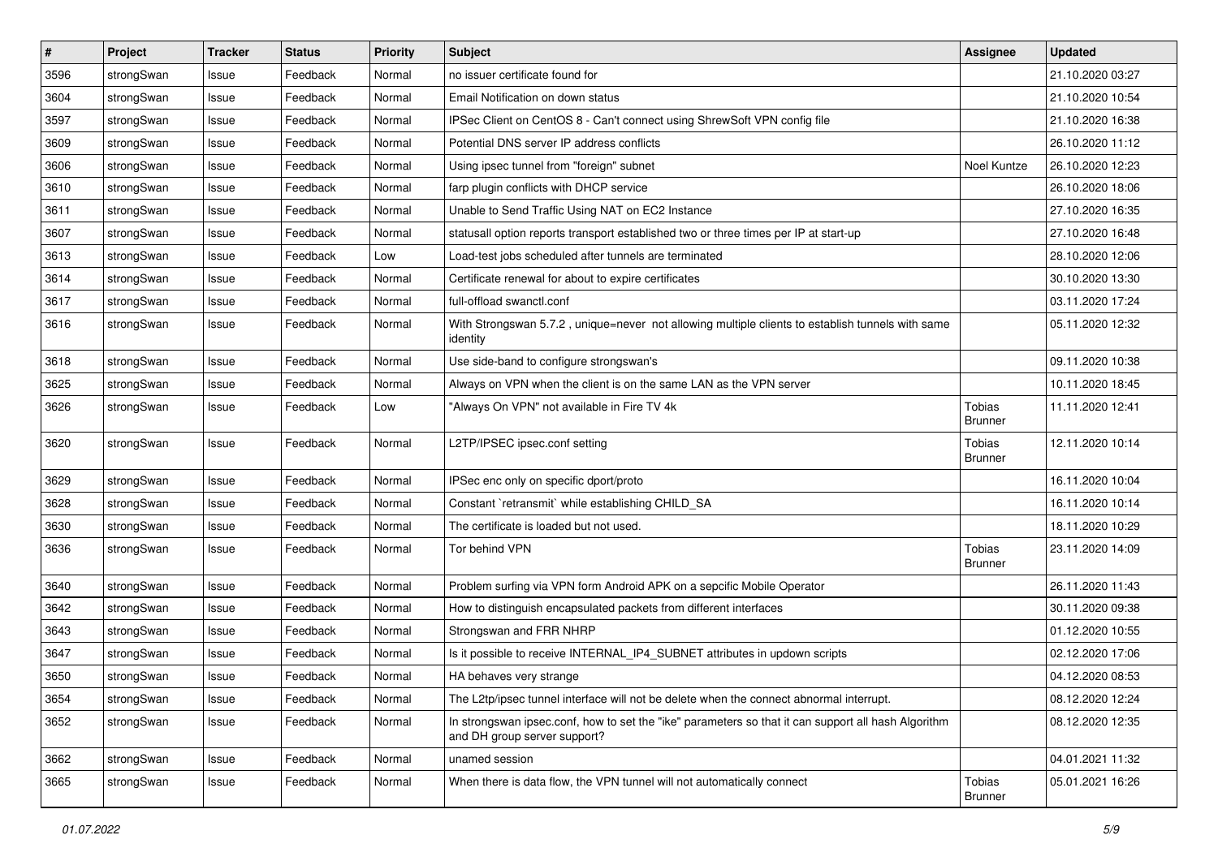| # | Project | Tracker | Status | Priority | Subject | Assignee | Updated |
|---|---|---|---|---|---|---|---|
| 3596 | strongSwan | Issue | Feedback | Normal | no issuer certificate found for | | 21.10.2020 03:27 |
| 3604 | strongSwan | Issue | Feedback | Normal | Email Notification on down status | | 21.10.2020 10:54 |
| 3597 | strongSwan | Issue | Feedback | Normal | IPSec Client on CentOS 8 - Can't connect using ShrewSoft VPN config file | | 21.10.2020 16:38 |
| 3609 | strongSwan | Issue | Feedback | Normal | Potential DNS server IP address conflicts | | 26.10.2020 11:12 |
| 3606 | strongSwan | Issue | Feedback | Normal | Using ipsec tunnel from "foreign" subnet | Noel Kuntze | 26.10.2020 12:23 |
| 3610 | strongSwan | Issue | Feedback | Normal | farp plugin conflicts with DHCP service | | 26.10.2020 18:06 |
| 3611 | strongSwan | Issue | Feedback | Normal | Unable to Send Traffic Using NAT on EC2 Instance | | 27.10.2020 16:35 |
| 3607 | strongSwan | Issue | Feedback | Normal | statusall option reports transport established two or three times per IP at start-up | | 27.10.2020 16:48 |
| 3613 | strongSwan | Issue | Feedback | Low | Load-test jobs scheduled after tunnels are terminated | | 28.10.2020 12:06 |
| 3614 | strongSwan | Issue | Feedback | Normal | Certificate renewal for about to expire certificates | | 30.10.2020 13:30 |
| 3617 | strongSwan | Issue | Feedback | Normal | full-offload swanctl.conf | | 03.11.2020 17:24 |
| 3616 | strongSwan | Issue | Feedback | Normal | With Strongswan 5.7.2 , unique=never not allowing multiple clients to establish tunnels with same identity | | 05.11.2020 12:32 |
| 3618 | strongSwan | Issue | Feedback | Normal | Use side-band to configure strongswan's | | 09.11.2020 10:38 |
| 3625 | strongSwan | Issue | Feedback | Normal | Always on VPN when the client is on the same LAN as the VPN server | | 10.11.2020 18:45 |
| 3626 | strongSwan | Issue | Feedback | Low | "Always On VPN" not available in Fire TV 4k | Tobias Brunner | 11.11.2020 12:41 |
| 3620 | strongSwan | Issue | Feedback | Normal | L2TP/IPSEC ipsec.conf setting | Tobias Brunner | 12.11.2020 10:14 |
| 3629 | strongSwan | Issue | Feedback | Normal | IPSec enc only on specific dport/proto | | 16.11.2020 10:04 |
| 3628 | strongSwan | Issue | Feedback | Normal | Constant `retransmit` while establishing CHILD_SA | | 16.11.2020 10:14 |
| 3630 | strongSwan | Issue | Feedback | Normal | The certificate is loaded but not used. | | 18.11.2020 10:29 |
| 3636 | strongSwan | Issue | Feedback | Normal | Tor behind VPN | Tobias Brunner | 23.11.2020 14:09 |
| 3640 | strongSwan | Issue | Feedback | Normal | Problem surfing via VPN form Android APK on a sepcific Mobile Operator | | 26.11.2020 11:43 |
| 3642 | strongSwan | Issue | Feedback | Normal | How to distinguish encapsulated packets from different interfaces | | 30.11.2020 09:38 |
| 3643 | strongSwan | Issue | Feedback | Normal | Strongswan and FRR NHRP | | 01.12.2020 10:55 |
| 3647 | strongSwan | Issue | Feedback | Normal | Is it possible to receive INTERNAL_IP4_SUBNET attributes in updown scripts | | 02.12.2020 17:06 |
| 3650 | strongSwan | Issue | Feedback | Normal | HA behaves very strange | | 04.12.2020 08:53 |
| 3654 | strongSwan | Issue | Feedback | Normal | The L2tp/ipsec tunnel interface will not be delete when the connect abnormal interrupt. | | 08.12.2020 12:24 |
| 3652 | strongSwan | Issue | Feedback | Normal | In strongswan ipsec.conf, how to set the "ike" parameters so that it can support all hash Algorithm and DH group server support? | | 08.12.2020 12:35 |
| 3662 | strongSwan | Issue | Feedback | Normal | unamed session | | 04.01.2021 11:32 |
| 3665 | strongSwan | Issue | Feedback | Normal | When there is data flow, the VPN tunnel will not automatically connect | Tobias Brunner | 05.01.2021 16:26 |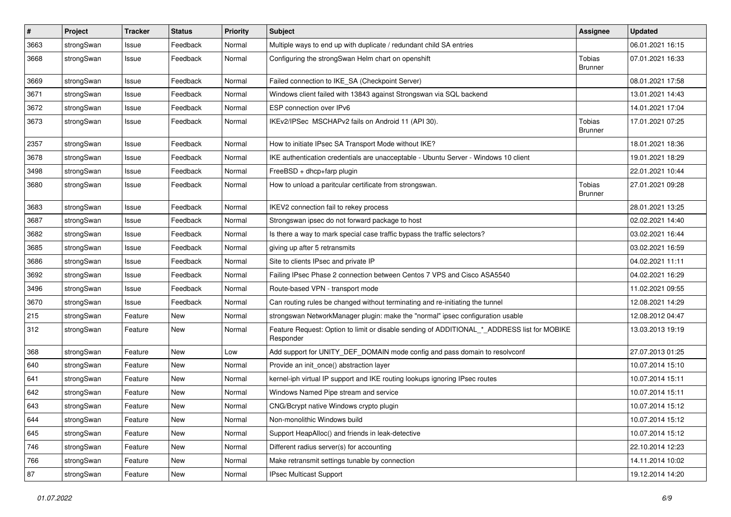| # | Project | Tracker | Status | Priority | Subject | Assignee | Updated |
|---|---|---|---|---|---|---|---|
| 3663 | strongSwan | Issue | Feedback | Normal | Multiple ways to end up with duplicate / redundant child SA entries | | 06.01.2021 16:15 |
| 3668 | strongSwan | Issue | Feedback | Normal | Configuring the strongSwan Helm chart on openshift | Tobias Brunner | 07.01.2021 16:33 |
| 3669 | strongSwan | Issue | Feedback | Normal | Failed connection to IKE_SA (Checkpoint Server) | | 08.01.2021 17:58 |
| 3671 | strongSwan | Issue | Feedback | Normal | Windows client failed with 13843 against Strongswan via SQL backend | | 13.01.2021 14:43 |
| 3672 | strongSwan | Issue | Feedback | Normal | ESP connection over IPv6 | | 14.01.2021 17:04 |
| 3673 | strongSwan | Issue | Feedback | Normal | IKEv2/IPSec MSCHAPv2 fails on Android 11 (API 30). | Tobias Brunner | 17.01.2021 07:25 |
| 2357 | strongSwan | Issue | Feedback | Normal | How to initiate IPsec SA Transport Mode without IKE? | | 18.01.2021 18:36 |
| 3678 | strongSwan | Issue | Feedback | Normal | IKE authentication credentials are unacceptable - Ubuntu Server - Windows 10 client | | 19.01.2021 18:29 |
| 3498 | strongSwan | Issue | Feedback | Normal | FreeBSD + dhcp+farp plugin | | 22.01.2021 10:44 |
| 3680 | strongSwan | Issue | Feedback | Normal | How to unload a paritcular certificate from strongswan. | Tobias Brunner | 27.01.2021 09:28 |
| 3683 | strongSwan | Issue | Feedback | Normal | IKEV2 connection fail to rekey process | | 28.01.2021 13:25 |
| 3687 | strongSwan | Issue | Feedback | Normal | Strongswan ipsec do not forward package to host | | 02.02.2021 14:40 |
| 3682 | strongSwan | Issue | Feedback | Normal | Is there a way to mark special case traffic bypass the traffic selectors? | | 03.02.2021 16:44 |
| 3685 | strongSwan | Issue | Feedback | Normal | giving up after 5 retransmits | | 03.02.2021 16:59 |
| 3686 | strongSwan | Issue | Feedback | Normal | Site to clients IPsec and private IP | | 04.02.2021 11:11 |
| 3692 | strongSwan | Issue | Feedback | Normal | Failing IPsec Phase 2 connection between Centos 7 VPS and Cisco ASA5540 | | 04.02.2021 16:29 |
| 3496 | strongSwan | Issue | Feedback | Normal | Route-based VPN - transport mode | | 11.02.2021 09:55 |
| 3670 | strongSwan | Issue | Feedback | Normal | Can routing rules be changed without terminating and re-initiating the tunnel | | 12.08.2021 14:29 |
| 215 | strongSwan | Feature | New | Normal | strongswan NetworkManager plugin: make the "normal" ipsec configuration usable | | 12.08.2012 04:47 |
| 312 | strongSwan | Feature | New | Normal | Feature Request: Option to limit or disable sending of ADDITIONAL_*_ADDRESS list for MOBIKE Responder | | 13.03.2013 19:19 |
| 368 | strongSwan | Feature | New | Low | Add support for UNITY_DEF_DOMAIN mode config and pass domain to resolvconf | | 27.07.2013 01:25 |
| 640 | strongSwan | Feature | New | Normal | Provide an init_once() abstraction layer | | 10.07.2014 15:10 |
| 641 | strongSwan | Feature | New | Normal | kernel-iph virtual IP support and IKE routing lookups ignoring IPsec routes | | 10.07.2014 15:11 |
| 642 | strongSwan | Feature | New | Normal | Windows Named Pipe stream and service | | 10.07.2014 15:11 |
| 643 | strongSwan | Feature | New | Normal | CNG/Bcrypt native Windows crypto plugin | | 10.07.2014 15:12 |
| 644 | strongSwan | Feature | New | Normal | Non-monolithic Windows build | | 10.07.2014 15:12 |
| 645 | strongSwan | Feature | New | Normal | Support HeapAlloc() and friends in leak-detective | | 10.07.2014 15:12 |
| 746 | strongSwan | Feature | New | Normal | Different radius server(s) for accounting | | 22.10.2014 12:23 |
| 766 | strongSwan | Feature | New | Normal | Make retransmit settings tunable by connection | | 14.11.2014 10:02 |
| 87 | strongSwan | Feature | New | Normal | IPsec Multicast Support | | 19.12.2014 14:20 |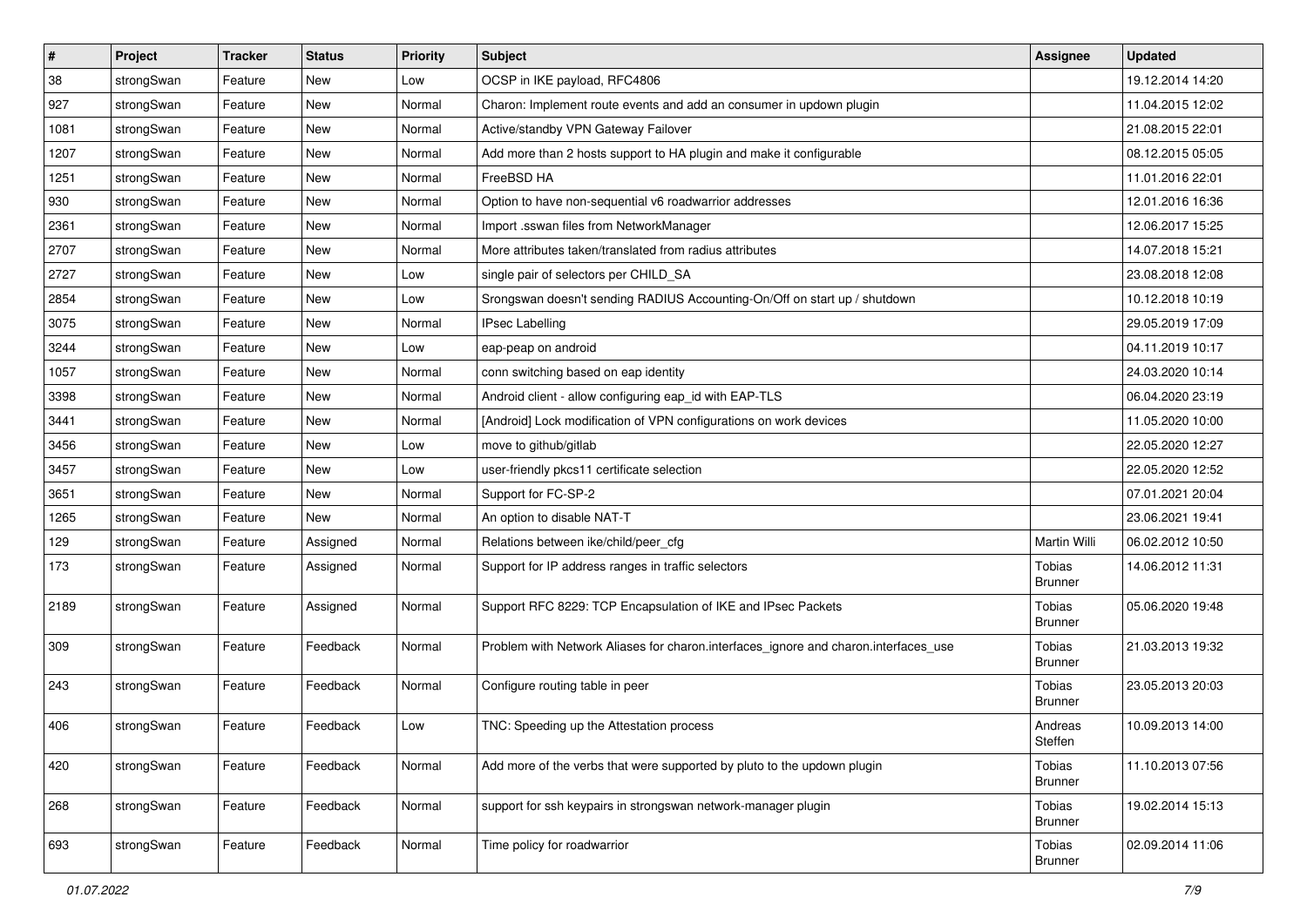| # | Project | Tracker | Status | Priority | Subject | Assignee | Updated |
|---|---|---|---|---|---|---|---|
| 38 | strongSwan | Feature | New | Low | OCSP in IKE payload, RFC4806 | | 19.12.2014 14:20 |
| 927 | strongSwan | Feature | New | Normal | Charon: Implement route events and add an consumer in updown plugin | | 11.04.2015 12:02 |
| 1081 | strongSwan | Feature | New | Normal | Active/standby VPN Gateway Failover | | 21.08.2015 22:01 |
| 1207 | strongSwan | Feature | New | Normal | Add more than 2 hosts support to HA plugin and make it configurable | | 08.12.2015 05:05 |
| 1251 | strongSwan | Feature | New | Normal | FreeBSD HA | | 11.01.2016 22:01 |
| 930 | strongSwan | Feature | New | Normal | Option to have non-sequential v6 roadwarrior addresses | | 12.01.2016 16:36 |
| 2361 | strongSwan | Feature | New | Normal | Import .sswan files from NetworkManager | | 12.06.2017 15:25 |
| 2707 | strongSwan | Feature | New | Normal | More attributes taken/translated from radius attributes | | 14.07.2018 15:21 |
| 2727 | strongSwan | Feature | New | Low | single pair of selectors per CHILD_SA | | 23.08.2018 12:08 |
| 2854 | strongSwan | Feature | New | Low | Srongswan doesn't sending RADIUS Accounting-On/Off on start up / shutdown | | 10.12.2018 10:19 |
| 3075 | strongSwan | Feature | New | Normal | IPsec Labelling | | 29.05.2019 17:09 |
| 3244 | strongSwan | Feature | New | Low | eap-peap on android | | 04.11.2019 10:17 |
| 1057 | strongSwan | Feature | New | Normal | conn switching based on eap identity | | 24.03.2020 10:14 |
| 3398 | strongSwan | Feature | New | Normal | Android client - allow configuring eap_id with EAP-TLS | | 06.04.2020 23:19 |
| 3441 | strongSwan | Feature | New | Normal | [Android] Lock modification of VPN configurations on work devices | | 11.05.2020 10:00 |
| 3456 | strongSwan | Feature | New | Low | move to github/gitlab | | 22.05.2020 12:27 |
| 3457 | strongSwan | Feature | New | Low | user-friendly pkcs11 certificate selection | | 22.05.2020 12:52 |
| 3651 | strongSwan | Feature | New | Normal | Support for FC-SP-2 | | 07.01.2021 20:04 |
| 1265 | strongSwan | Feature | New | Normal | An option to disable NAT-T | | 23.06.2021 19:41 |
| 129 | strongSwan | Feature | Assigned | Normal | Relations between ike/child/peer_cfg | Martin Willi | 06.02.2012 10:50 |
| 173 | strongSwan | Feature | Assigned | Normal | Support for IP address ranges in traffic selectors | Tobias Brunner | 14.06.2012 11:31 |
| 2189 | strongSwan | Feature | Assigned | Normal | Support RFC 8229: TCP Encapsulation of IKE and IPsec Packets | Tobias Brunner | 05.06.2020 19:48 |
| 309 | strongSwan | Feature | Feedback | Normal | Problem with Network Aliases for charon.interfaces_ignore and charon.interfaces_use | Tobias Brunner | 21.03.2013 19:32 |
| 243 | strongSwan | Feature | Feedback | Normal | Configure routing table in peer | Tobias Brunner | 23.05.2013 20:03 |
| 406 | strongSwan | Feature | Feedback | Low | TNC: Speeding up the Attestation process | Andreas Steffen | 10.09.2013 14:00 |
| 420 | strongSwan | Feature | Feedback | Normal | Add more of the verbs that were supported by pluto to the updown plugin | Tobias Brunner | 11.10.2013 07:56 |
| 268 | strongSwan | Feature | Feedback | Normal | support for ssh keypairs in strongswan network-manager plugin | Tobias Brunner | 19.02.2014 15:13 |
| 693 | strongSwan | Feature | Feedback | Normal | Time policy for roadwarrior | Tobias Brunner | 02.09.2014 11:06 |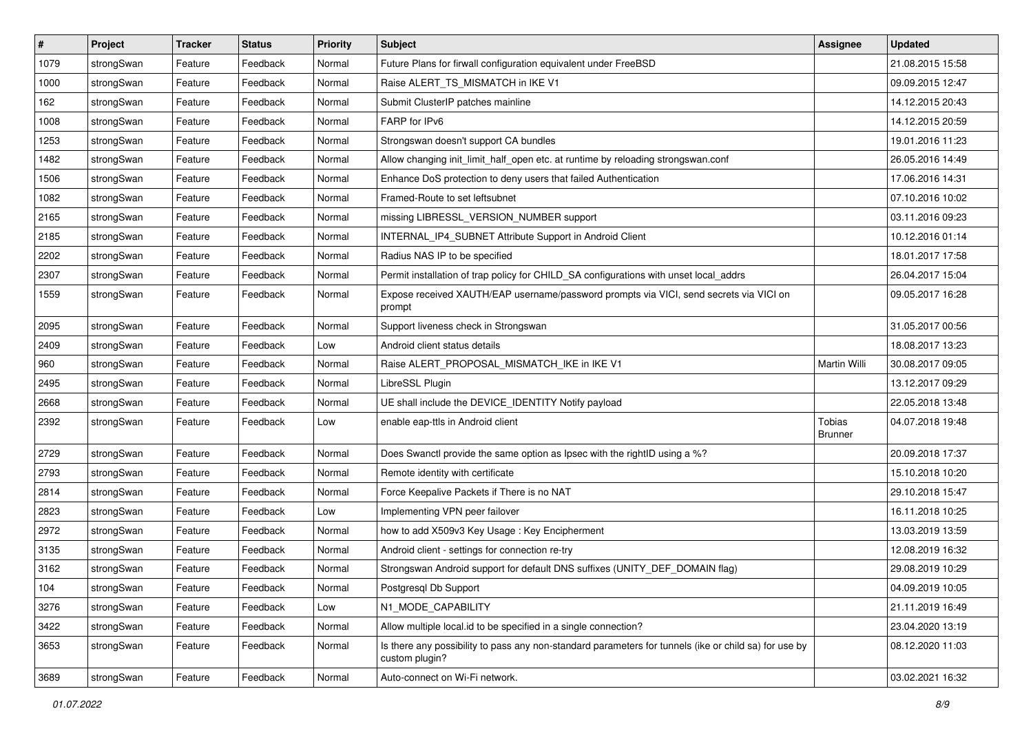| # | Project | Tracker | Status | Priority | Subject | Assignee | Updated |
|---|---|---|---|---|---|---|---|
| 1079 | strongSwan | Feature | Feedback | Normal | Future Plans for firwall configuration equivalent under FreeBSD | | 21.08.2015 15:58 |
| 1000 | strongSwan | Feature | Feedback | Normal | Raise ALERT_TS_MISMATCH in IKE V1 | | 09.09.2015 12:47 |
| 162 | strongSwan | Feature | Feedback | Normal | Submit ClusterIP patches mainline | | 14.12.2015 20:43 |
| 1008 | strongSwan | Feature | Feedback | Normal | FARP for IPv6 | | 14.12.2015 20:59 |
| 1253 | strongSwan | Feature | Feedback | Normal | Strongswan doesn't support CA bundles | | 19.01.2016 11:23 |
| 1482 | strongSwan | Feature | Feedback | Normal | Allow changing init_limit_half_open etc. at runtime by reloading strongswan.conf | | 26.05.2016 14:49 |
| 1506 | strongSwan | Feature | Feedback | Normal | Enhance DoS protection to deny users that failed Authentication | | 17.06.2016 14:31 |
| 1082 | strongSwan | Feature | Feedback | Normal | Framed-Route to set leftsubnet | | 07.10.2016 10:02 |
| 2165 | strongSwan | Feature | Feedback | Normal | missing LIBRESSL_VERSION_NUMBER support | | 03.11.2016 09:23 |
| 2185 | strongSwan | Feature | Feedback | Normal | INTERNAL_IP4_SUBNET Attribute Support in Android Client | | 10.12.2016 01:14 |
| 2202 | strongSwan | Feature | Feedback | Normal | Radius NAS IP to be specified | | 18.01.2017 17:58 |
| 2307 | strongSwan | Feature | Feedback | Normal | Permit installation of trap policy for CHILD_SA configurations with unset local_addrs | | 26.04.2017 15:04 |
| 1559 | strongSwan | Feature | Feedback | Normal | Expose received XAUTH/EAP username/password prompts via VICI, send secrets via VICI on prompt | | 09.05.2017 16:28 |
| 2095 | strongSwan | Feature | Feedback | Normal | Support liveness check in Strongswan | | 31.05.2017 00:56 |
| 2409 | strongSwan | Feature | Feedback | Low | Android client status details | | 18.08.2017 13:23 |
| 960 | strongSwan | Feature | Feedback | Normal | Raise ALERT_PROPOSAL_MISMATCH_IKE in IKE V1 | Martin Willi | 30.08.2017 09:05 |
| 2495 | strongSwan | Feature | Feedback | Normal | LibreSSL Plugin | | 13.12.2017 09:29 |
| 2668 | strongSwan | Feature | Feedback | Normal | UE shall include the DEVICE_IDENTITY Notify payload | | 22.05.2018 13:48 |
| 2392 | strongSwan | Feature | Feedback | Low | enable eap-ttls in Android client | Tobias Brunner | 04.07.2018 19:48 |
| 2729 | strongSwan | Feature | Feedback | Normal | Does Swanctl provide the same option as Ipsec with the rightID using a %? | | 20.09.2018 17:37 |
| 2793 | strongSwan | Feature | Feedback | Normal | Remote identity with certificate | | 15.10.2018 10:20 |
| 2814 | strongSwan | Feature | Feedback | Normal | Force Keepalive Packets if There is no NAT | | 29.10.2018 15:47 |
| 2823 | strongSwan | Feature | Feedback | Low | Implementing VPN peer failover | | 16.11.2018 10:25 |
| 2972 | strongSwan | Feature | Feedback | Normal | how to add X509v3 Key Usage : Key Encipherment | | 13.03.2019 13:59 |
| 3135 | strongSwan | Feature | Feedback | Normal | Android client - settings for connection re-try | | 12.08.2019 16:32 |
| 3162 | strongSwan | Feature | Feedback | Normal | Strongswan Android support for default DNS suffixes (UNITY_DEF_DOMAIN flag) | | 29.08.2019 10:29 |
| 104 | strongSwan | Feature | Feedback | Normal | Postgresql Db Support | | 04.09.2019 10:05 |
| 3276 | strongSwan | Feature | Feedback | Low | N1_MODE_CAPABILITY | | 21.11.2019 16:49 |
| 3422 | strongSwan | Feature | Feedback | Normal | Allow multiple local.id to be specified in a single connection? | | 23.04.2020 13:19 |
| 3653 | strongSwan | Feature | Feedback | Normal | Is there any possibility to pass any non-standard parameters for tunnels (ike or child sa) for use by custom plugin? | | 08.12.2020 11:03 |
| 3689 | strongSwan | Feature | Feedback | Normal | Auto-connect on Wi-Fi network. | | 03.02.2021 16:32 |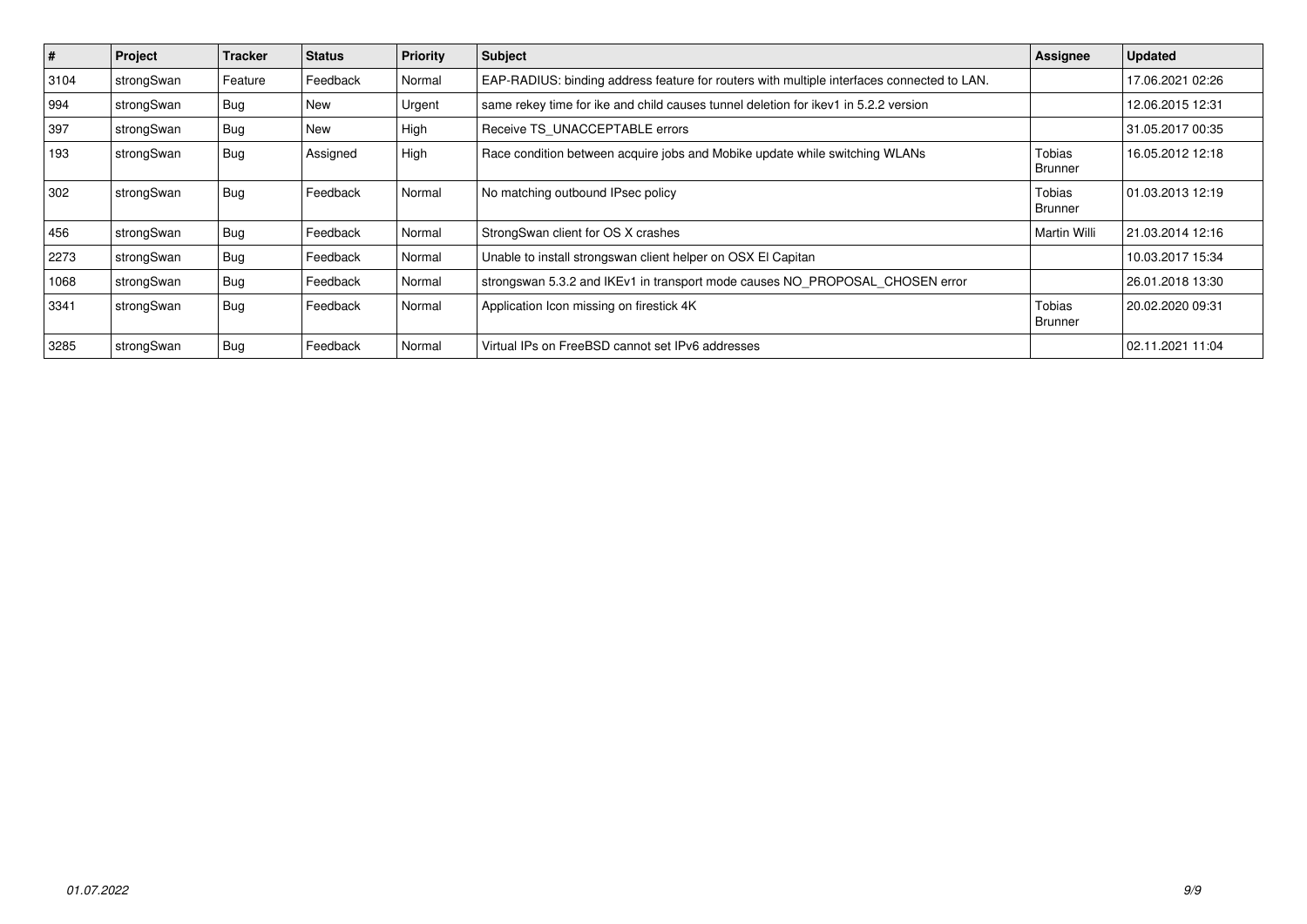| # | Project | Tracker | Status | Priority | Subject | Assignee | Updated |
|---|---|---|---|---|---|---|---|
| 3104 | strongSwan | Feature | Feedback | Normal | EAP-RADIUS: binding address feature for routers with multiple interfaces connected to LAN. | | 17.06.2021 02:26 |
| 994 | strongSwan | Bug | New | Urgent | same rekey time for ike and child causes tunnel deletion for ikev1 in 5.2.2 version | | 12.06.2015 12:31 |
| 397 | strongSwan | Bug | New | High | Receive TS_UNACCEPTABLE errors | | 31.05.2017 00:35 |
| 193 | strongSwan | Bug | Assigned | High | Race condition between acquire jobs and Mobike update while switching WLANs | Tobias Brunner | 16.05.2012 12:18 |
| 302 | strongSwan | Bug | Feedback | Normal | No matching outbound IPsec policy | Tobias Brunner | 01.03.2013 12:19 |
| 456 | strongSwan | Bug | Feedback | Normal | StrongSwan client for OS X crashes | Martin Willi | 21.03.2014 12:16 |
| 2273 | strongSwan | Bug | Feedback | Normal | Unable to install strongswan client helper on OSX El Capitan | | 10.03.2017 15:34 |
| 1068 | strongSwan | Bug | Feedback | Normal | strongswan 5.3.2 and IKEv1 in transport mode causes NO_PROPOSAL_CHOSEN error | | 26.01.2018 13:30 |
| 3341 | strongSwan | Bug | Feedback | Normal | Application Icon missing on firestick 4K | Tobias Brunner | 20.02.2020 09:31 |
| 3285 | strongSwan | Bug | Feedback | Normal | Virtual IPs on FreeBSD cannot set IPv6 addresses | | 02.11.2021 11:04 |